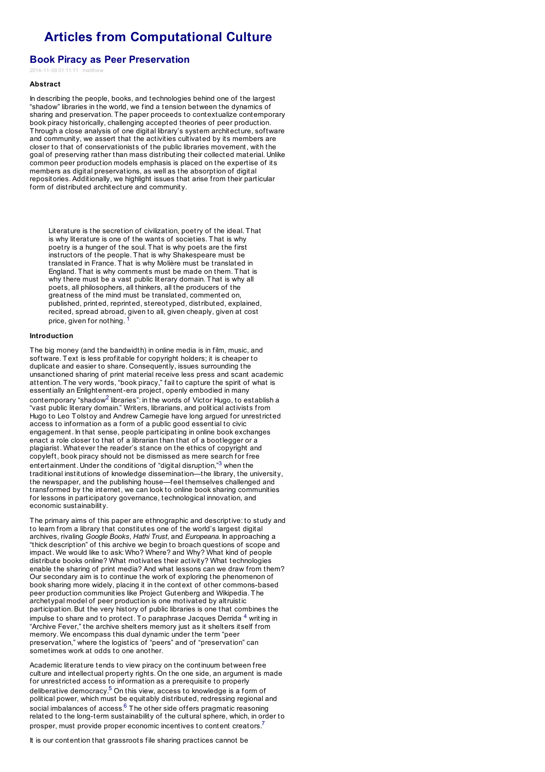# Articles from Computational Culture

## Book Piracy as Peer Preservation

2014-11-09 01:11:11 matthew

### Abstract

In describing the people, books, and technologies behind one of the largest "shadow" libraries in the world, we find a tension between the dynamics of sharing and preservation. The paper proceeds to contextualize contemporary book piracy historically, challenging accepted theories of peer production. Through a close analysis of one digital library's system architecture, software and community, we assert that the activities cultivated by its members are closer to that of conservationists of the public libraries movement, with the goal of preserving rather than mass distributing their collected material. Unlike common peer production models emphasis is placed on the expertise of its members as digital preservations, as well as the absorption of digital repositories. Additionally, we highlight issues that arise from their particular form of distributed architecture and community.

> Literature is the secretion of civilization, poetry of the ideal. That is why literature is one of the wants of societies. That is why poetry is a hunger of the soul. That is why poets are the first instructors of the people. That is why Shakespeare must be translated in France. That is why Molière must be translated in England. That is why comments must be made on them. That is why there must be a vast public literary domain. That is why all poets, all philosophers, all thinkers, all the producers of the greatness of the mind must be translated, commented on, published, printed, reprinted, stereotyped, distributed, explained, recited, spread abroad, given to all, given cheaply, given at cost price, given for nothing. [1]

### Introduction

The big money (and the bandwidth) in online media is in film, music, and software. Text is less profitable for copyright holders; it is cheaper to duplicate and easier to share. Consequently, issues surrounding the unsanctioned sharing of print material receive less press and scant academic attention. The very words, "book piracy," fail to capture the spirit of what is essentially an Enlightenment-era project, openly embodied in many contemporary "shadow[2] libraries": in the words of Victor Hugo, to establish a "vast public literary domain." Writers, librarians, and political activists from Hugo to Leo Tolstoy and Andrew Carnegie have long argued for unrestricted access to information as a form of a public good essential to civic engagement. In that sense, people participating in online book exchanges enact a role closer to that of a librarian than that of a bootlegger or a plagiarist. Whatever the reader's stance on the ethics of copyright and copyleft, book piracy should not be dismissed as mere search for free entertainment. Under the conditions of "digital disruption,"[3] when the traditional institutions of knowledge dissemination—the library, the university, the newspaper, and the publishing house—feel themselves challenged and transformed by the internet, we can look to online book sharing communities for lessons in participatory governance, technological innovation, and economic sustainability.

The primary aims of this paper are ethnographic and descriptive: to study and to learn from a library that constitutes one of the world's largest digital archives, rivaling *Google Books*, *Hathi Trust*, and *Europeana*. In approaching a "thick description" of this archive we begin to broach questions of scope and impact. We would like to ask: Who? Where? and Why? What kind of people distribute books online? What motivates their activity? What technologies enable the sharing of print media? And what lessons can we draw from them? Our secondary aim is to continue the work of exploring the phenomenon of book sharing more widely, placing it in the context of other commons-based peer production communities like Project Gutenberg and Wikipedia. The archetypal model of peer production is one motivated by altruistic participation. But the very history of public libraries is one that combines the impulse to share and to protect. To paraphrase Jacques Derrida [4] writing in "Archive Fever," the archive shelters memory just as it shelters itself from memory. We encompass this dual dynamic under the term "peer preservation," where the logistics of "peers" and of "preservation" can sometimes work at odds to one another.

Academic literature tends to view piracy on the continuum between free culture and intellectual property rights. On the one side, an argument is made for unrestricted access to information as a prerequisite to properly deliberative democracy.[5] On this view, access to knowledge is a form of political power, which must be equitably distributed, redressing regional and social imbalances of access.[6] The other side offers pragmatic reasoning related to the long-term sustainability of the cultural sphere, which, in order to prosper, must provide proper economic incentives to content creators.[7]

It is our contention that grassroots file sharing practices cannot be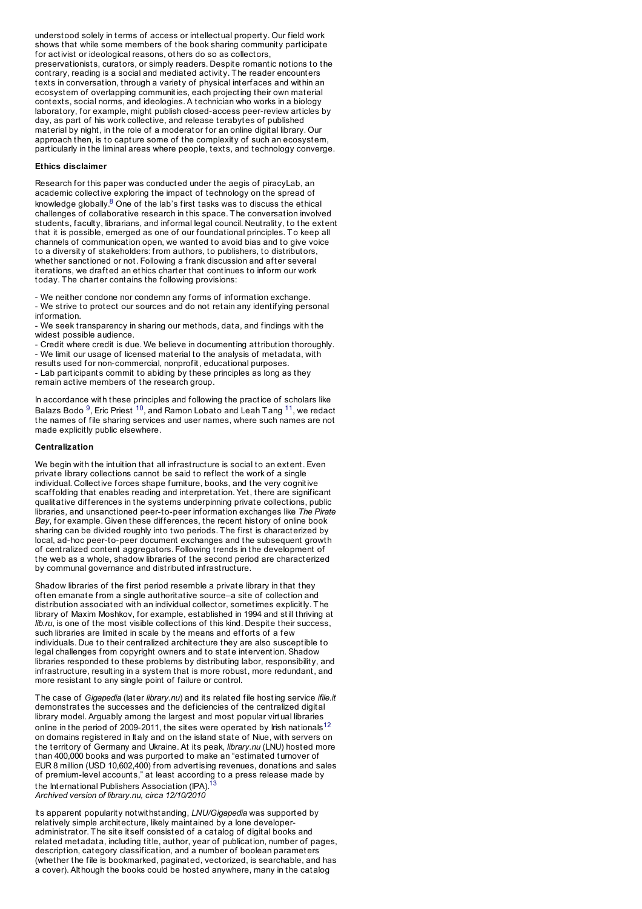understood solely in terms of access or intellectual property. Our field work shows that while some members of the book sharing community participate for activist or ideological reasons, others do so as collectors, preservationists, curators, or simply readers. Despite romantic notions to the contrary, reading is a social and mediated activity. The reader encounters texts in conversation, through a variety of physical interfaces and within an ecosystem of overlapping communities, each projecting their own material contexts, social norms, and ideologies. A technician who works in a biology laboratory, for example, might publish closed-access peer-review articles by day, as part of his work collective, and release terabytes of published material by night, in the role of a moderator for an online digital library. Our approach then, is to capture some of the complexity of such an ecosystem, particularly in the liminal areas where people, texts, and technology converge.

**Ethics disclaimer**

Research for this paper was conducted under the aegis of piracyLab, an academic collective exploring the impact of technology on the spread of knowledge globally.[8] One of the lab's first tasks was to discuss the ethical challenges of collaborative research in this space. The conversation involved students, faculty, librarians, and informal legal council. Neutrality, to the extent that it is possible, emerged as one of our foundational principles. To keep all channels of communication open, we wanted to avoid bias and to give voice to a diversity of stakeholders: from authors, to publishers, to distributors, whether sanctioned or not. Following a frank discussion and after several iterations, we drafted an ethics charter that continues to inform our work today. The charter contains the following provisions:

- We neither condone nor condemn any forms of information exchange.
- We strive to protect our sources and do not retain any identifying personal information.
- We seek transparency in sharing our methods, data, and findings with the widest possible audience.
- Credit where credit is due. We believe in documenting attribution thoroughly.
- We limit our usage of licensed material to the analysis of metadata, with results used for non-commercial, nonprofit, educational purposes.
- Lab participants commit to abiding by these principles as long as they remain active members of the research group.

In accordance with these principles and following the practice of scholars like Balazs Bodo [9], Eric Priest [10], and Ramon Lobato and Leah Tang [11], we redact the names of file sharing services and user names, where such names are not made explicitly public elsewhere.

**Centralization**

We begin with the intuition that all infrastructure is social to an extent. Even private library collections cannot be said to reflect the work of a single individual. Collective forces shape furniture, books, and the very cognitive scaffolding that enables reading and interpretation. Yet, there are significant qualitative differences in the systems underpinning private collections, public libraries, and unsanctioned peer-to-peer information exchanges like *The Pirate Bay*, for example. Given these differences, the recent history of online book sharing can be divided roughly into two periods. The first is characterized by local, ad-hoc peer-to-peer document exchanges and the subsequent growth of centralized content aggregators. Following trends in the development of the web as a whole, shadow libraries of the second period are characterized by communal governance and distributed infrastructure.

Shadow libraries of the first period resemble a private library in that they often emanate from a single authoritative source–a site of collection and distribution associated with an individual collector, sometimes explicitly. The library of Maxim Moshkov, for example, established in 1994 and still thriving at *lib.ru*, is one of the most visible collections of this kind. Despite their success, such libraries are limited in scale by the means and efforts of a few individuals. Due to their centralized architecture they are also susceptible to legal challenges from copyright owners and to state intervention. Shadow libraries responded to these problems by distributing labor, responsibility, and infrastructure, resulting in a system that is more robust, more redundant, and more resistant to any single point of failure or control.

The case of *Gigapedia* (later *library.nu*) and its related file hosting service *ifile.it* demonstrates the successes and the deficiencies of the centralized digital library model. Arguably among the largest and most popular virtual libraries online in the period of 2009-2011, the sites were operated by Irish nationals[12] on domains registered in Italy and on the island state of Niue, with servers on the territory of Germany and Ukraine. At its peak, *library.nu* (LNU) hosted more than 400,000 books and was purported to make an "estimated turnover of EUR 8 million (USD 10,602,400) from advertising revenues, donations and sales of premium-level accounts," at least according to a press release made by the International Publishers Association (IPA).[13]

*Archived version of library.nu, circa 12/10/2010*

Its apparent popularity notwithstanding, *LNU/Gigapedia* was supported by relatively simple architecture, likely maintained by a lone developer-administrator. The site itself consisted of a catalog of digital books and related metadata, including title, author, year of publication, number of pages, description, category classification, and a number of boolean parameters (whether the file is bookmarked, paginated, vectorized, is searchable, and has a cover). Although the books could be hosted anywhere, many in the catalog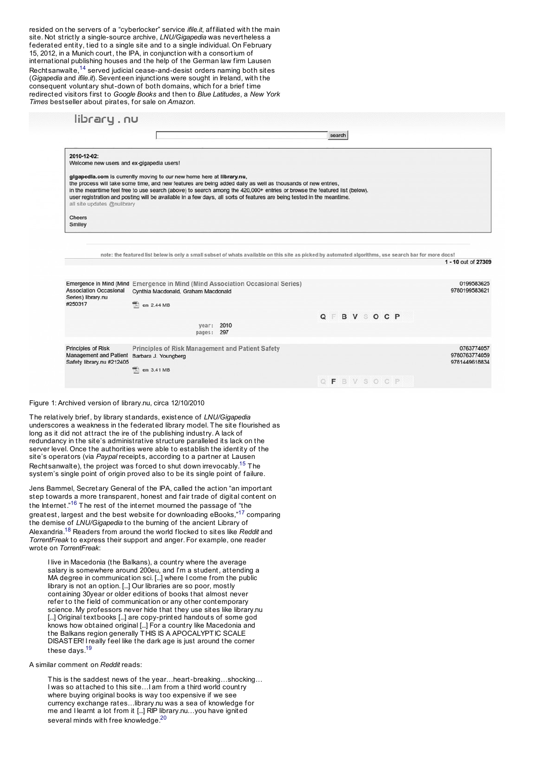resided on the servers of a "cyberlocker" service *ifile.it*, affiliated with the main site. Not strictly a single-source archive, *LNU/Gigapedia* was nevertheless a federated entity, tied to a single site and to a single individual. On February 15, 2012, in a Munich court, the IPA, in conjunction with a consortium of international publishing houses and the help of the German law firm Lausen Rechtsanwalte,[14] served judicial cease-and-desist orders naming both sites (*Gigapedia* and *ifile.it*). Seventeen injunctions were sought in Ireland, with the consequent voluntary shut-down of both domains, which for a brief time redirected visitors first to *Google Books* and then to *Blue Latitudes*, a *New York Times* bestseller about pirates, for sale on *Amazon*.

Figure 1: Archived version of library.nu, circa 12/10/2010

The relatively brief, by library standards, existence of *LNU/Gigapedia* underscores a weakness in the federated library model. The site flourished as long as it did not attract the ire of the publishing industry. A lack of redundancy in the site's administrative structure paralleled its lack on the server level. Once the authorities were able to establish the identity of the site's operators (via *Paypal* receipts, according to a partner at Lausen Rechtsanwalte), the project was forced to shut down irrevocably.[15] The system's single point of origin proved also to be its single point of failure.

Jens Bammel, Secretary General of the IPA, called the action "an important step towards a more transparent, honest and fair trade of digital content on the Internet."[16] The rest of the internet mourned the passage of "the greatest, largest and the best website for downloading eBooks,"[17] comparing the demise of *LNU/Gigapedia* to the burning of the ancient Library of Alexandria.[18] Readers from around the world flocked to sites like *Reddit* and *TorrentFreak* to express their support and anger. For example, one reader wrote on *TorrentFreak*:

> I live in Macedonia (the Balkans), a country where the average salary is somewhere around 200eu, and I'm a student, attending a MA degree in communication sci. [...] where I come from the public library is not an option. [...] Our libraries are so poor, mostly containing 30year or older editions of books that almost never refer to the field of communication or any other contemporary science. My professors never hide that they use sites like library.nu [...] Original textbooks [...] are copy-printed handouts of some god knows how obtained original [...] For a country like Macedonia and the Balkans region generally THIS IS A APOCALYPTIC SCALE DISASTER! I really feel like the dark age is just around the corner these days.[19]

A similar comment on *Reddit* reads:

> This is the saddest news of the year…heart-breaking…shocking… I was so attached to this site…I am from a third world country where buying original books is way too expensive if we see currency exchange rates…library.nu was a sea of knowledge for me and I learnt a lot from it [...] RIP library.nu…you have ignited several minds with free knowledge.[20]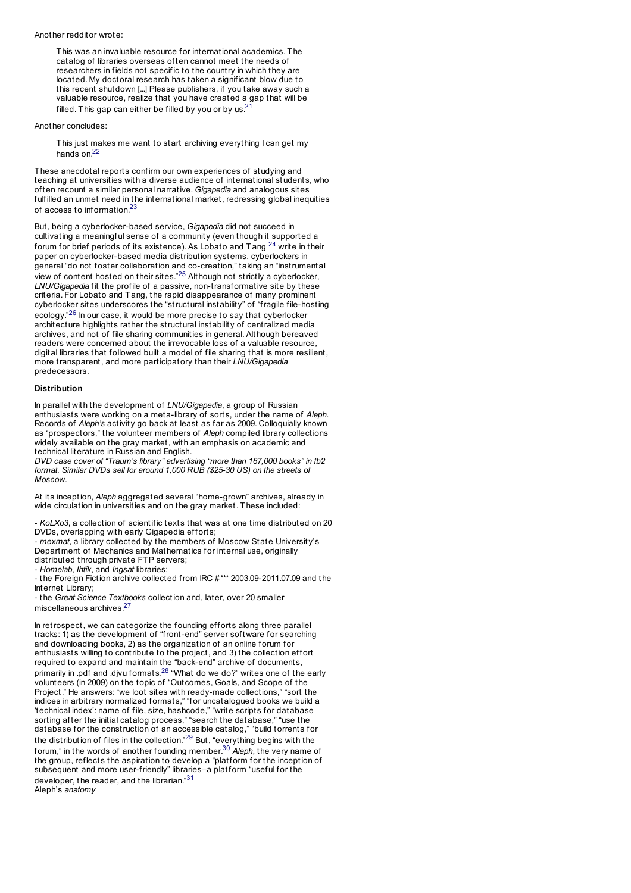Another redditor wrote:

> This was an invaluable resource for international academics. The catalog of libraries overseas often cannot meet the needs of researchers in fields not specific to the country in which they are located. My doctoral research has taken a significant blow due to this recent shutdown [...] Please publishers, if you take away such a valuable resource, realize that you have created a gap that will be filled. This gap can either be filled by you or by us.[21]

Another concludes:

> This just makes me want to start archiving everything I can get my hands on.[22]

These anecdotal reports confirm our own experiences of studying and teaching at universities with a diverse audience of international students, who often recount a similar personal narrative. *Gigapedia* and analogous sites fulfilled an unmet need in the international market, redressing global inequities of access to information.[23]

But, being a cyberlocker-based service, *Gigapedia* did not succeed in cultivating a meaningful sense of a community (even though it supported a forum for brief periods of its existence). As Lobato and Tang [24] write in their paper on cyberlocker-based media distribution systems, cyberlockers in general "do not foster collaboration and co-creation," taking an "instrumental view of content hosted on their sites."[25] Although not strictly a cyberlocker, *LNU/Gigapedia* fit the profile of a passive, non-transformative site by these criteria. For Lobato and Tang, the rapid disappearance of many prominent cyberlocker sites underscores the "structural instability" of "fragile file-hosting ecology."[26] In our case, it would be more precise to say that cyberlocker architecture highlights rather the structural instability of centralized media archives, and not of file sharing communities in general. Although bereaved readers were concerned about the irrevocable loss of a valuable resource, digital libraries that followed built a model of file sharing that is more resilient, more transparent, and more participatory than their *LNU/Gigapedia* predecessors.

**Distribution**

In parallel with the development of *LNU/Gigapedia*, a group of Russian enthusiasts were working on a meta-library of sorts, under the name of *Aleph*. Records of *Aleph's* activity go back at least as far as 2009. Colloquially known as "prospectors," the volunteer members of *Aleph* compiled library collections widely available on the gray market, with an emphasis on academic and technical literature in Russian and English.

*DVD case cover of "Traum's library" advertising "more than 167,000 books" in fb2 format. Similar DVDs sell for around 1,000 RUB ($25-30 US) on the streets of Moscow.*

At its inception, *Aleph* aggregated several "home-grown" archives, already in wide circulation in universities and on the gray market. These included:

- *KoLXo3*, a collection of scientific texts that was at one time distributed on 20 DVDs, overlapping with early Gigapedia efforts;
- *mexmat*, a library collected by the members of Moscow State University's Department of Mechanics and Mathematics for internal use, originally distributed through private FTP servers;
- *Homelab*, *Ihtik*, and *Ingsat* libraries;
- the Foreign Fiction archive collected from IRC #*** 2003.09-2011.07.09 and the Internet Library;
- the *Great Science Textbooks* collection and, later, over 20 smaller miscellaneous archives.[27]

In retrospect, we can categorize the founding efforts along three parallel tracks: 1) as the development of "front-end" server software for searching and downloading books, 2) as the organization of an online forum for enthusiasts willing to contribute to the project, and 3) the collection effort required to expand and maintain the "back-end" archive of documents, primarily in .pdf and .djvu formats.[28] "What do we do?" writes one of the early volunteers (in 2009) on the topic of "Outcomes, Goals, and Scope of the Project." He answers: "we loot sites with ready-made collections," "sort the indices in arbitrary normalized formats," "for uncatalogued books we build a 'technical index': name of file, size, hashcode," "write scripts for database sorting after the initial catalog process," "search the database," "use the database for the construction of an accessible catalog," "build torrents for the distribution of files in the collection."[29] But, "everything begins with the forum," in the words of another founding member.[30] *Aleph*, the very name of the group, reflects the aspiration to develop a "platform for the inception of subsequent and more user-friendly" libraries–a platform "useful for the developer, the reader, and the librarian."[31]

Aleph's *anatomy*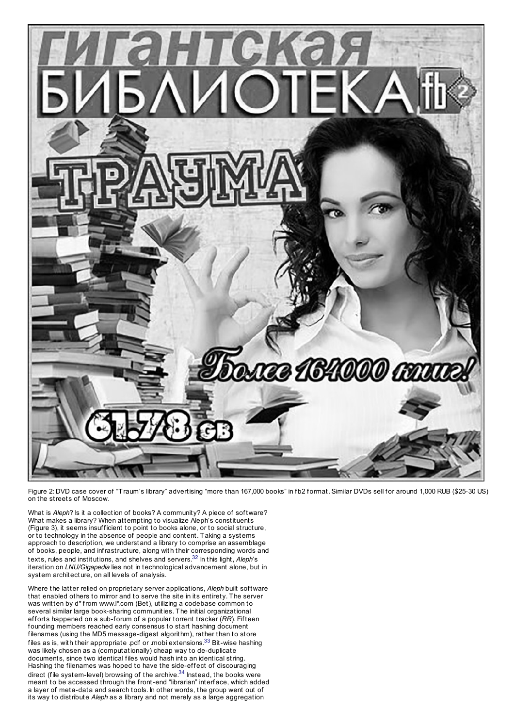Figure 2: DVD case cover of "Traum's library" advertising "more than 167,000 books" in fb2 format. Similar DVDs sell for around 1,000 RUB ($25-30 US) on the streets of Moscow.

What is *Aleph*? Is it a collection of books? A community? A piece of software? What makes a library? When attempting to visualize Aleph's constituents (Figure 3), it seems insufficient to point to books alone, or to social structure, or to technology in the absence of people and content. Taking a systems approach to description, we understand a library to comprise an assemblage of books, people, and infrastructure, along with their corresponding words and texts, rules and institutions, and shelves and servers.[32] In this light, *Aleph*'s iteration on *LNU/Gigapedia* lies not in technological advancement alone, but in system architecture, on all levels of analysis.

Where the latter relied on proprietary server applications, *Aleph* built software that enabled others to mirror and to serve the site in its entirety. The server was written by d* from www.l*.com (Bet), utilizing a codebase common to several similar large book-sharing communities. The initial organizational efforts happened on a sub-forum of a popular torrent tracker (*RR*). Fifteen founding members reached early consensus to start hashing document filenames (using the MD5 message-digest algorithm), rather than to store files as is, with their appropriate .pdf or .mobi extensions.[33] Bit-wise hashing was likely chosen as a (computationally) cheap way to de-duplicate documents, since two identical files would hash into an identical string. Hashing the filenames was hoped to have the side-effect of discouraging direct (file system-level) browsing of the archive.[34] Instead, the books were meant to be accessed through the front-end "librarian" interface, which added a layer of meta-data and search tools. In other words, the group went out of its way to distribute *Aleph* as a library and not merely as a large aggregation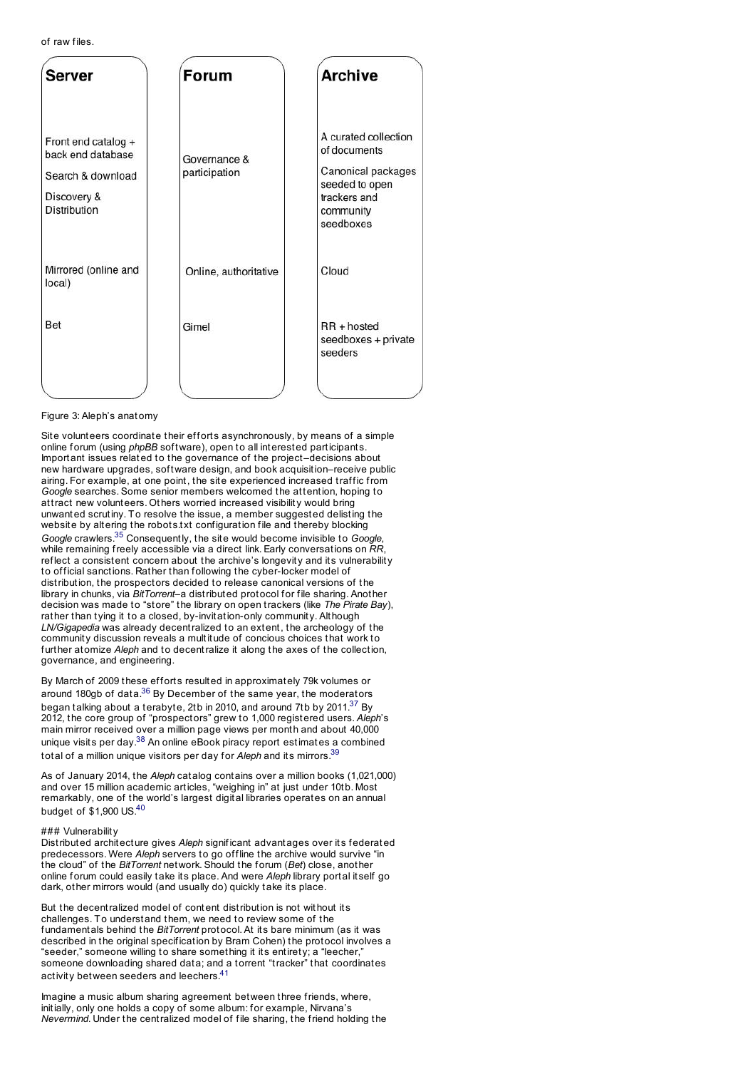of raw files.

| Server | Forum | Archive |
|---|---|---|
| Front end catalog + back end database<br>Search & download<br>Discovery & Distribution | Governance & participation | A curated collection of documents<br>Canonical packages seeded to open trackers and community seedboxes |
| Mirrored (online and local) | Online, authoritative | Cloud |
| Bet | Gimel | RR + hosted seedboxes + private seeders |

Figure 3: Aleph's anatomy

Site volunteers coordinate their efforts asynchronously, by means of a simple online forum (using *phpBB* software), open to all interested participants. Important issues related to the governance of the project–decisions about new hardware upgrades, software design, and book acquisition–receive public airing. For example, at one point, the site experienced increased traffic from *Google* searches. Some senior members welcomed the attention, hoping to attract new volunteers. Others worried increased visibility would bring unwanted scrutiny. To resolve the issue, a member suggested delisting the website by altering the robots.txt configuration file and thereby blocking *Google* crawlers.[35] Consequently, the site would become invisible to *Google*, while remaining freely accessible via a direct link. Early conversations on *RR*, reflect a consistent concern about the archive's longevity and its vulnerability to official sanctions. Rather than following the cyber-locker model of distribution, the prospectors decided to release canonical versions of the library in chunks, via *BitTorrent*–a distributed protocol for file sharing. Another decision was made to "store" the library on open trackers (like *The Pirate Bay*), rather than tying it to a closed, by-invitation-only community. Although *LN/Gigapedia* was already decentralized to an extent, the archeology of the community discussion reveals a multitude of concious choices that work to further atomize *Aleph* and to decentralize it along the axes of the collection, governance, and engineering.

By March of 2009 these efforts resulted in approximately 79k volumes or around 180gb of data.[36] By December of the same year, the moderators began talking about a terabyte, 2tb in 2010, and around 7tb by 2011.[37] By 2012, the core group of "prospectors" grew to 1,000 registered users. *Aleph*'s main mirror received over a million page views per month and about 40,000 unique visits per day.[38] An online eBook piracy report estimates a combined total of a million unique visitors per day for *Aleph* and its mirrors.[39]

As of January 2014, the *Aleph* catalog contains over a million books (1,021,000) and over 15 million academic articles, "weighing in" at just under 10tb. Most remarkably, one of the world's largest digital libraries operates on an annual budget of $1,900 US.[40]

### Vulnerability

Distributed architecture gives *Aleph* significant advantages over its federated predecessors. Were *Aleph* servers to go offline the archive would survive "in the cloud" of the *BitTorrent* network. Should the forum (*Bet*) close, another online forum could easily take its place. And were *Aleph* library portal itself go dark, other mirrors would (and usually do) quickly take its place.

But the decentralized model of content distribution is not without its challenges. To understand them, we need to review some of the fundamentals behind the *BitTorrent* protocol. At its bare minimum (as it was described in the original specification by Bram Cohen) the protocol involves a "seeder," someone willing to share something it its entirety; a "leecher," someone downloading shared data; and a torrent "tracker" that coordinates activity between seeders and leechers.[41]

Imagine a music album sharing agreement between three friends, where, initially, only one holds a copy of some album: for example, Nirvana's *Nevermind*. Under the centralized model of file sharing, the friend holding the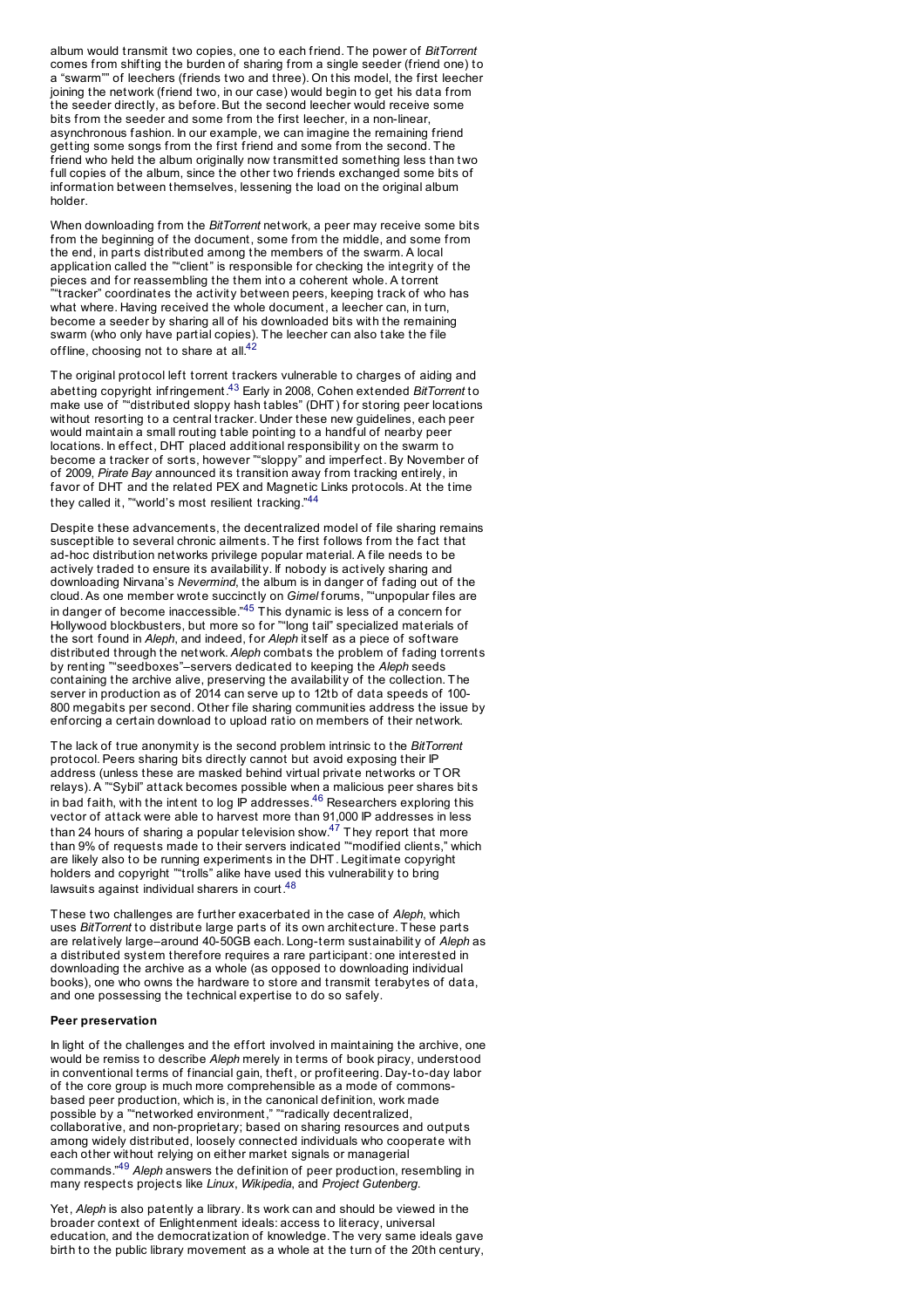album would transmit two copies, one to each friend. The power of *BitTorrent* comes from shifting the burden of sharing from a single seeder (friend one) to a "swarm"" of leechers (friends two and three). On this model, the first leecher joining the network (friend two, in our case) would begin to get his data from the seeder directly, as before. But the second leecher would receive some bits from the seeder and some from the first leecher, in a non-linear, asynchronous fashion. In our example, we can imagine the remaining friend getting some songs from the first friend and some from the second. The friend who held the album originally now transmitted something less than two full copies of the album, since the other two friends exchanged some bits of information between themselves, lessening the load on the original album holder.

When downloading from the *BitTorrent* network, a peer may receive some bits from the beginning of the document, some from the middle, and some from the end, in parts distributed among the members of the swarm. A local application called the ""client" is responsible for checking the integrity of the pieces and for reassembling the them into a coherent whole. A torrent ""tracker" coordinates the activity between peers, keeping track of who has what where. Having received the whole document, a leecher can, in turn, become a seeder by sharing all of his downloaded bits with the remaining swarm (who only have partial copies). The leecher can also take the file offline, choosing not to share at all.[42]

The original protocol left torrent trackers vulnerable to charges of aiding and abetting copyright infringement.[43] Early in 2008, Cohen extended *BitTorrent* to make use of ""distributed sloppy hash tables" (DHT) for storing peer locations without resorting to a central tracker. Under these new guidelines, each peer would maintain a small routing table pointing to a handful of nearby peer locations. In effect, DHT placed additional responsibility on the swarm to become a tracker of sorts, however ""sloppy" and imperfect. By November of of 2009, *Pirate Bay* announced its transition away from tracking entirely, in favor of DHT and the related PEX and Magnetic Links protocols. At the time they called it, ""world's most resilient tracking."[44]

Despite these advancements, the decentralized model of file sharing remains susceptible to several chronic ailments. The first follows from the fact that ad-hoc distribution networks privilege popular material. A file needs to be actively traded to ensure its availability. If nobody is actively sharing and downloading Nirvana's *Nevermind*, the album is in danger of fading out of the cloud. As one member wrote succinctly on *Gimel* forums, ""unpopular files are in danger of become inaccessible."[45] This dynamic is less of a concern for Hollywood blockbusters, but more so for ""long tail" specialized materials of the sort found in *Aleph*, and indeed, for *Aleph* itself as a piece of software distributed through the network. *Aleph* combats the problem of fading torrents by renting ""seedboxes"–servers dedicated to keeping the *Aleph* seeds containing the archive alive, preserving the availability of the collection. The server in production as of 2014 can serve up to 12tb of data speeds of 100-800 megabits per second. Other file sharing communities address the issue by enforcing a certain download to upload ratio on members of their network.

The lack of true anonymity is the second problem intrinsic to the *BitTorrent* protocol. Peers sharing bits directly cannot but avoid exposing their IP address (unless these are masked behind virtual private networks or TOR relays). A ""Sybil" attack becomes possible when a malicious peer shares bits in bad faith, with the intent to log IP addresses.[46] Researchers exploring this vector of attack were able to harvest more than 91,000 IP addresses in less than 24 hours of sharing a popular television show.[47] They report that more than 9% of requests made to their servers indicated ""modified clients," which are likely also to be running experiments in the DHT. Legitimate copyright holders and copyright ""trolls" alike have used this vulnerability to bring lawsuits against individual sharers in court.[48]

These two challenges are further exacerbated in the case of *Aleph*, which uses *BitTorrent* to distribute large parts of its own architecture. These parts are relatively large–around 40-50GB each. Long-term sustainability of *Aleph* as a distributed system therefore requires a rare participant: one interested in downloading the archive as a whole (as opposed to downloading individual books), one who owns the hardware to store and transmit terabytes of data, and one possessing the technical expertise to do so safely.

### Peer preservation

In light of the challenges and the effort involved in maintaining the archive, one would be remiss to describe *Aleph* merely in terms of book piracy, understood in conventional terms of financial gain, theft, or profiteering. Day-to-day labor of the core group is much more comprehensible as a mode of commons-based peer production, which is, in the canonical definition, work made possible by a ""networked environment," ""radically decentralized, collaborative, and non-proprietary; based on sharing resources and outputs among widely distributed, loosely connected individuals who cooperate with each other without relying on either market signals or managerial commands."[49] *Aleph* answers the definition of peer production, resembling in many respects projects like *Linux*, *Wikipedia*, and *Project Gutenberg*.

Yet, *Aleph* is also patently a library. Its work can and should be viewed in the broader context of Enlightenment ideals: access to literacy, universal education, and the democratization of knowledge. The very same ideals gave birth to the public library movement as a whole at the turn of the 20th century,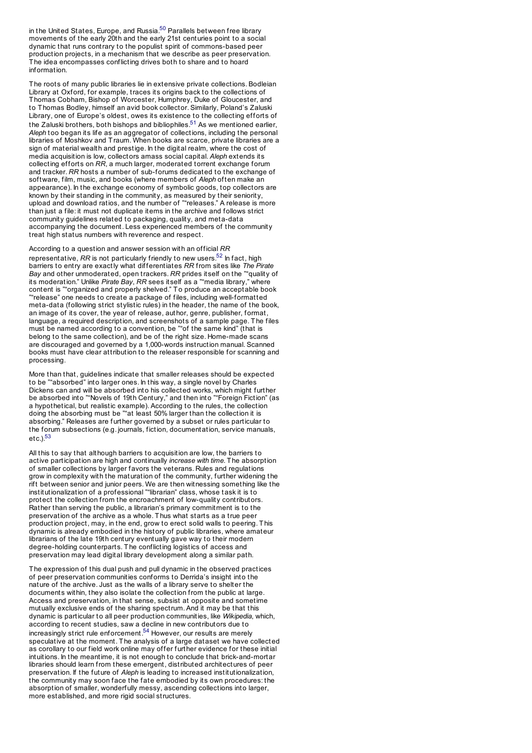in the United States, Europe, and Russia.[50] Parallels between free library movements of the early 20th and the early 21st centuries point to a social dynamic that runs contrary to the populist spirit of commons-based peer production projects, in a mechanism that we describe as peer preservation. The idea encompasses conflicting drives both to share and to hoard information.

The roots of many public libraries lie in extensive private collections. Bodleian Library at Oxford, for example, traces its origins back to the collections of Thomas Cobham, Bishop of Worcester, Humphrey, Duke of Gloucester, and to Thomas Bodley, himself an avid book collector. Similarly, Poland's Zaluski Library, one of Europe's oldest, owes its existence to the collecting efforts of the Zaluski brothers, both bishops and bibliophiles.[51] As we mentioned earlier, *Aleph* too began its life as an aggregator of collections, including the personal libraries of Moshkov and Traum. When books are scarce, private libraries are a sign of material wealth and prestige. In the digital realm, where the cost of media acquisition is low, collectors amass social capital. *Aleph* extends its collecting efforts on *RR*, a much larger, moderated torrent exchange forum and tracker. *RR* hosts a number of sub-forums dedicated to the exchange of software, film, music, and books (where members of *Aleph* often make an appearance). In the exchange economy of symbolic goods, top collectors are known by their standing in the community, as measured by their seniority, upload and download ratios, and the number of ""releases." A release is more than just a file: it must not duplicate items in the archive and follows strict community guidelines related to packaging, quality, and meta-data accompanying the document. Less experienced members of the community treat high status numbers with reverence and respect.

According to a question and answer session with an official *RR* representative, *RR* is not particularly friendly to new users.[52] In fact, high barriers to entry are exactly what differentiates *RR* from sites like *The Pirate Bay* and other unmoderated, open trackers. *RR* prides itself on the ""quality of its moderation." Unlike *Pirate Bay*, *RR* sees itself as a ""media library," where content is ""organized and properly shelved." To produce an acceptable book ""release" one needs to create a package of files, including well-formatted meta-data (following strict stylistic rules) in the header, the name of the book, an image of its cover, the year of release, author, genre, publisher, format, language, a required description, and screenshots of a sample page. The files must be named according to a convention, be ""of the same kind" (that is belong to the same collection), and be of the right size. Home-made scans are discouraged and governed by a 1,000-words instruction manual. Scanned books must have clear attribution to the releaser responsible for scanning and processing.

More than that, guidelines indicate that smaller releases should be expected to be ""absorbed" into larger ones. In this way, a single novel by Charles Dickens can and will be absorbed into his collected works, which might further be absorbed into ""Novels of 19th Century," and then into ""Foreign Fiction" (as a hypothetical, but realistic example). According to the rules, the collection doing the absorbing must be ""at least 50% larger than the collection it is absorbing." Releases are further governed by a subset or rules particular to the forum subsections (e.g. journals, fiction, documentation, service manuals, etc.).[53]

All this to say that although barriers to acquisition are low, the barriers to active participation are high and continually *increase with time*. The absorption of smaller collections by larger favors the veterans. Rules and regulations grow in complexity with the maturation of the community, further widening the rift between senior and junior peers. We are then witnessing something like the institutionalization of a professional ""librarian" class, whose task it is to protect the collection from the encroachment of low-quality contributors. Rather than serving the public, a librarian's primary commitment is to the preservation of the archive as a whole. Thus what starts as a true peer production project, may, in the end, grow to erect solid walls to peering. This dynamic is already embodied in the history of public libraries, where amateur librarians of the late 19th century eventually gave way to their modern degree-holding counterparts. The conflicting logistics of access and preservation may lead digital library development along a similar path.

The expression of this dual push and pull dynamic in the observed practices of peer preservation communities conforms to Derrida's insight into the nature of the archive. Just as the walls of a library serve to shelter the documents within, they also isolate the collection from the public at large. Access and preservation, in that sense, subsist at opposite and sometime mutually exclusive ends of the sharing spectrum. And it may be that this dynamic is particular to all peer production communities, like *Wikipedia*, which, according to recent studies, saw a decline in new contributors due to increasingly strict rule enforcement.[54] However, our results are merely speculative at the moment. The analysis of a large dataset we have collected as corollary to our field work online may offer further evidence for these initial intuitions. In the meantime, it is not enough to conclude that brick-and-mortar libraries should learn from these emergent, distributed architectures of peer preservation. If the future of *Aleph* is leading to increased institutionalization, the community may soon face the fate embodied by its own procedures: the absorption of smaller, wonderfully messy, ascending collections into larger, more established, and more rigid social structures.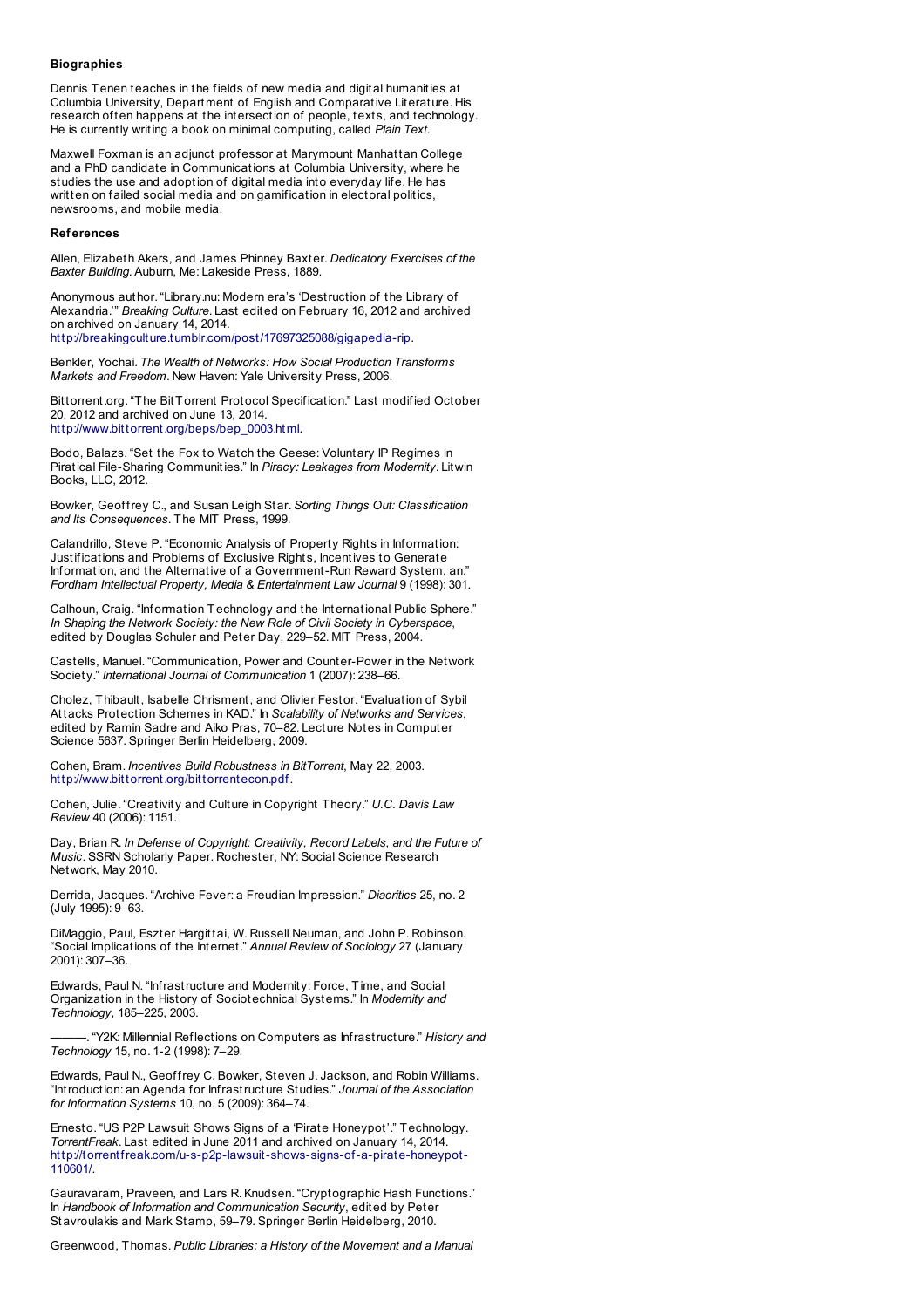**Biographies**

Dennis Tenen teaches in the fields of new media and digital humanities at Columbia University, Department of English and Comparative Literature. His research often happens at the intersection of people, texts, and technology. He is currently writing a book on minimal computing, called *Plain Text*.

Maxwell Foxman is an adjunct professor at Marymount Manhattan College and a PhD candidate in Communications at Columbia University, where he studies the use and adoption of digital media into everyday life. He has written on failed social media and on gamification in electoral politics, newsrooms, and mobile media.

**References**

Allen, Elizabeth Akers, and James Phinney Baxter. *Dedicatory Exercises of the Baxter Building*. Auburn, Me: Lakeside Press, 1889.

Anonymous author. "Library.nu: Modern era's 'Destruction of the Library of Alexandria.'" *Breaking Culture*. Last edited on February 16, 2012 and archived on archived on January 14, 2014. http://breakingculture.tumblr.com/post/17697325088/gigapedia-rip.

Benkler, Yochai. *The Wealth of Networks: How Social Production Transforms Markets and Freedom*. New Haven: Yale University Press, 2006.

Bittorrent.org. "The BitTorrent Protocol Specification." Last modified October 20, 2012 and archived on June 13, 2014. http://www.bittorrent.org/beps/bep_0003.html.

Bodo, Balazs. "Set the Fox to Watch the Geese: Voluntary IP Regimes in Piratical File-Sharing Communities." In *Piracy: Leakages from Modernity*. Litwin Books, LLC, 2012.

Bowker, Geoffrey C., and Susan Leigh Star. *Sorting Things Out: Classification and Its Consequences*. The MIT Press, 1999.

Calandrillo, Steve P. "Economic Analysis of Property Rights in Information: Justifications and Problems of Exclusive Rights, Incentives to Generate Information, and the Alternative of a Government-Run Reward System, an." *Fordham Intellectual Property, Media & Entertainment Law Journal* 9 (1998): 301.

Calhoun, Craig. "Information Technology and the International Public Sphere." *In Shaping the Network Society: the New Role of Civil Society in Cyberspace*, edited by Douglas Schuler and Peter Day, 229–52. MIT Press, 2004.

Castells, Manuel. "Communication, Power and Counter-Power in the Network Society." *International Journal of Communication* 1 (2007): 238–66.

Cholez, Thibault, Isabelle Chrisment, and Olivier Festor. "Evaluation of Sybil Attacks Protection Schemes in KAD." In *Scalability of Networks and Services*, edited by Ramin Sadre and Aiko Pras, 70–82. Lecture Notes in Computer Science 5637. Springer Berlin Heidelberg, 2009.

Cohen, Bram. *Incentives Build Robustness in BitTorrent*, May 22, 2003. http://www.bittorrent.org/bittorrentecon.pdf.

Cohen, Julie. "Creativity and Culture in Copyright Theory." *U.C. Davis Law Review* 40 (2006): 1151.

Day, Brian R. *In Defense of Copyright: Creativity, Record Labels, and the Future of Music*. SSRN Scholarly Paper. Rochester, NY: Social Science Research Network, May 2010.

Derrida, Jacques. "Archive Fever: a Freudian Impression." *Diacritics* 25, no. 2 (July 1995): 9–63.

DiMaggio, Paul, Eszter Hargittai, W. Russell Neuman, and John P. Robinson. "Social Implications of the Internet." *Annual Review of Sociology* 27 (January 2001): 307–36.

Edwards, Paul N. "Infrastructure and Modernity: Force, Time, and Social Organization in the History of Sociotechnical Systems." In *Modernity and Technology*, 185–225, 2003.

———. "Y2K: Millennial Reflections on Computers as Infrastructure." *History and Technology* 15, no. 1-2 (1998): 7–29.

Edwards, Paul N., Geoffrey C. Bowker, Steven J. Jackson, and Robin Williams. "Introduction: an Agenda for Infrastructure Studies." *Journal of the Association for Information Systems* 10, no. 5 (2009): 364–74.

Ernesto. "US P2P Lawsuit Shows Signs of a 'Pirate Honeypot'." Technology. *TorrentFreak*. Last edited in June 2011 and archived on January 14, 2014. http://torrentfreak.com/u-s-p2p-lawsuit-shows-signs-of-a-pirate-honeypot-110601/.

Gauravaram, Praveen, and Lars R. Knudsen. "Cryptographic Hash Functions." In *Handbook of Information and Communication Security*, edited by Peter Stavroulakis and Mark Stamp, 59–79. Springer Berlin Heidelberg, 2010.

Greenwood, Thomas. *Public Libraries: a History of the Movement and a Manual*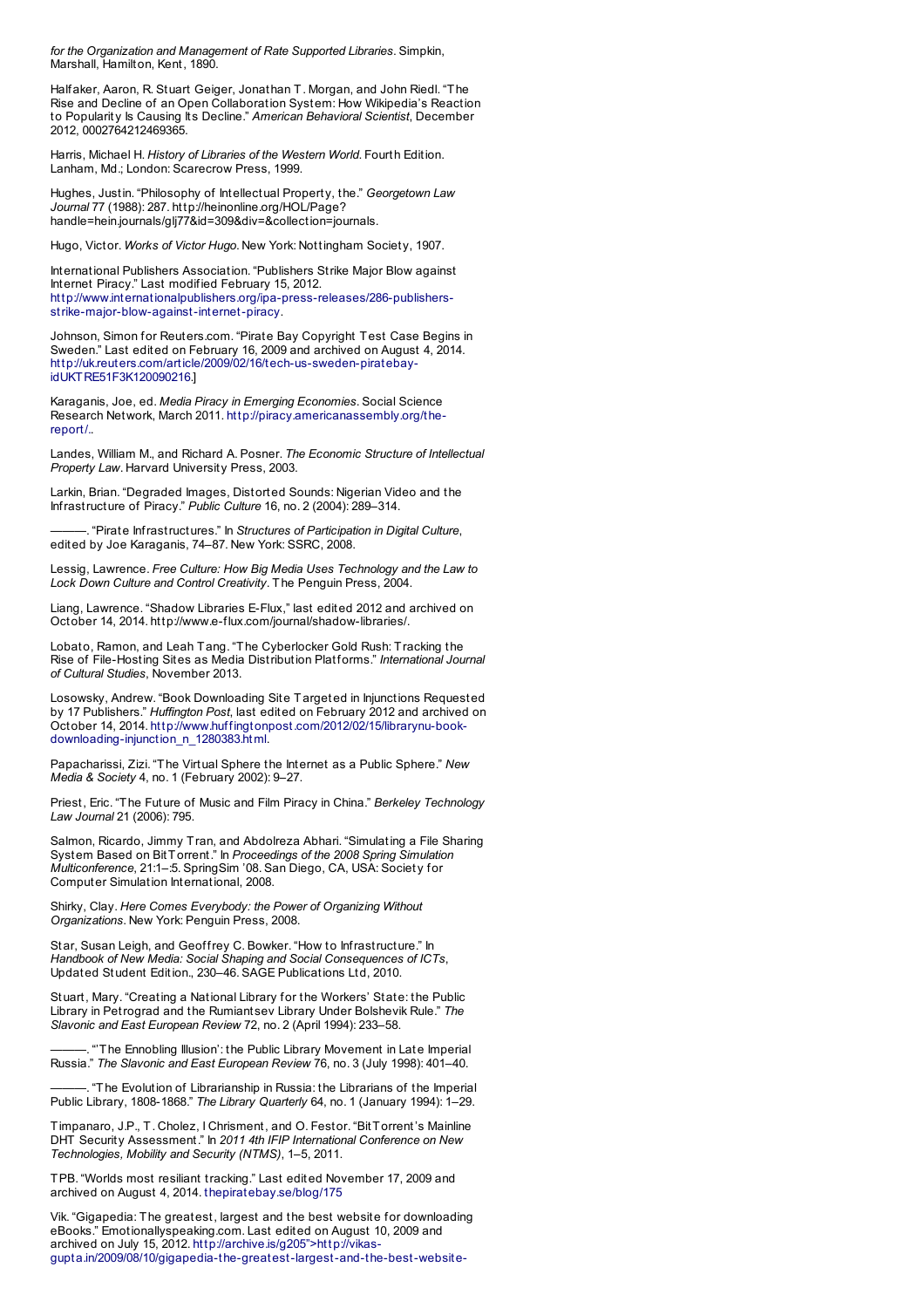*for the Organization and Management of Rate Supported Libraries*. Simpkin, Marshall, Hamilton, Kent, 1890.

Halfaker, Aaron, R. Stuart Geiger, Jonathan T. Morgan, and John Riedl. "The Rise and Decline of an Open Collaboration System: How Wikipedia's Reaction to Popularity Is Causing Its Decline." *American Behavioral Scientist*, December 2012, 0002764212469365.

Harris, Michael H. *History of Libraries of the Western World.* Fourth Edition. Lanham, Md.; London: Scarecrow Press, 1999.

Hughes, Justin. "Philosophy of Intellectual Property, the." *Georgetown Law Journal* 77 (1988): 287. http://heinonline.org/HOL/Page?handle=hein.journals/glj77&id=309&div=&collection=journals.

Hugo, Victor. *Works of Victor Hugo*. New York: Nottingham Society, 1907.

International Publishers Association. "Publishers Strike Major Blow against Internet Piracy." Last modified February 15, 2012. http://www.internationalpublishers.org/ipa-press-releases/286-publishers-strike-major-blow-against-internet-piracy.

Johnson, Simon for Reuters.com. "Pirate Bay Copyright Test Case Begins in Sweden." Last edited on February 16, 2009 and archived on August 4, 2014. http://uk.reuters.com/article/2009/02/16/tech-us-sweden-piratebay-idUKTRE51F3K120090216.]

Karaganis, Joe, ed. *Media Piracy in Emerging Economies*. Social Science Research Network, March 2011. http://piracy.americanassembly.org/the-report/..

Landes, William M., and Richard A. Posner. *The Economic Structure of Intellectual Property Law*. Harvard University Press, 2003.

Larkin, Brian. "Degraded Images, Distorted Sounds: Nigerian Video and the Infrastructure of Piracy." *Public Culture* 16, no. 2 (2004): 289–314.

———. "Pirate Infrastructures." In *Structures of Participation in Digital Culture*, edited by Joe Karaganis, 74–87. New York: SSRC, 2008.

Lessig, Lawrence. *Free Culture: How Big Media Uses Technology and the Law to Lock Down Culture and Control Creativity*. The Penguin Press, 2004.

Liang, Lawrence. "Shadow Libraries E-Flux," last edited 2012 and archived on October 14, 2014. http://www.e-flux.com/journal/shadow-libraries/.

Lobato, Ramon, and Leah Tang. "The Cyberlocker Gold Rush: Tracking the Rise of File-Hosting Sites as Media Distribution Platforms." *International Journal of Cultural Studies*, November 2013.

Losowsky, Andrew. "Book Downloading Site Targeted in Injunctions Requested by 17 Publishers." *Huffington Post*, last edited on February 2012 and archived on October 14, 2014. http://www.huffingtonpost.com/2012/02/15/librarynu-book-downloading-injunction_n_1280383.html.

Papacharissi, Zizi. "The Virtual Sphere the Internet as a Public Sphere." *New Media & Society* 4, no. 1 (February 2002): 9–27.

Priest, Eric. "The Future of Music and Film Piracy in China." *Berkeley Technology Law Journal* 21 (2006): 795.

Salmon, Ricardo, Jimmy Tran, and Abdolreza Abhari. "Simulating a File Sharing System Based on BitTorrent." In *Proceedings of the 2008 Spring Simulation Multiconference*, 21:1–:5. SpringSim '08. San Diego, CA, USA: Society for Computer Simulation International, 2008.

Shirky, Clay. *Here Comes Everybody: the Power of Organizing Without Organizations*. New York: Penguin Press, 2008.

Star, Susan Leigh, and Geoffrey C. Bowker. "How to Infrastructure." In *Handbook of New Media: Social Shaping and Social Consequences of ICTs*, Updated Student Edition., 230–46. SAGE Publications Ltd, 2010.

Stuart, Mary. "Creating a National Library for the Workers' State: the Public Library in Petrograd and the Rumiantsev Library Under Bolshevik Rule." *The Slavonic and East European Review* 72, no. 2 (April 1994): 233–58.

———. "'The Ennobling Illusion': the Public Library Movement in Late Imperial Russia." *The Slavonic and East European Review* 76, no. 3 (July 1998): 401–40.

———. "The Evolution of Librarianship in Russia: the Librarians of the Imperial Public Library, 1808-1868." *The Library Quarterly* 64, no. 1 (January 1994): 1–29.

Timpanaro, J.P., T. Cholez, I Chrisment, and O. Festor. "BitTorrent's Mainline DHT Security Assessment." In *2011 4th IFIP International Conference on New Technologies, Mobility and Security (NTMS)*, 1–5, 2011.

TPB. "Worlds most resiliant tracking." Last edited November 17, 2009 and archived on August 4, 2014. thepiratebay.se/blog/175

Vik. "Gigapedia: The greatest, largest and the best website for downloading eBooks." Emotionallyspeaking.com. Last edited on August 10, 2009 and archived on July 15, 2012. http://archive.is/g205">http://vikas-gupta.in/2009/08/10/gigapedia-the-greatest-largest-and-the-best-website-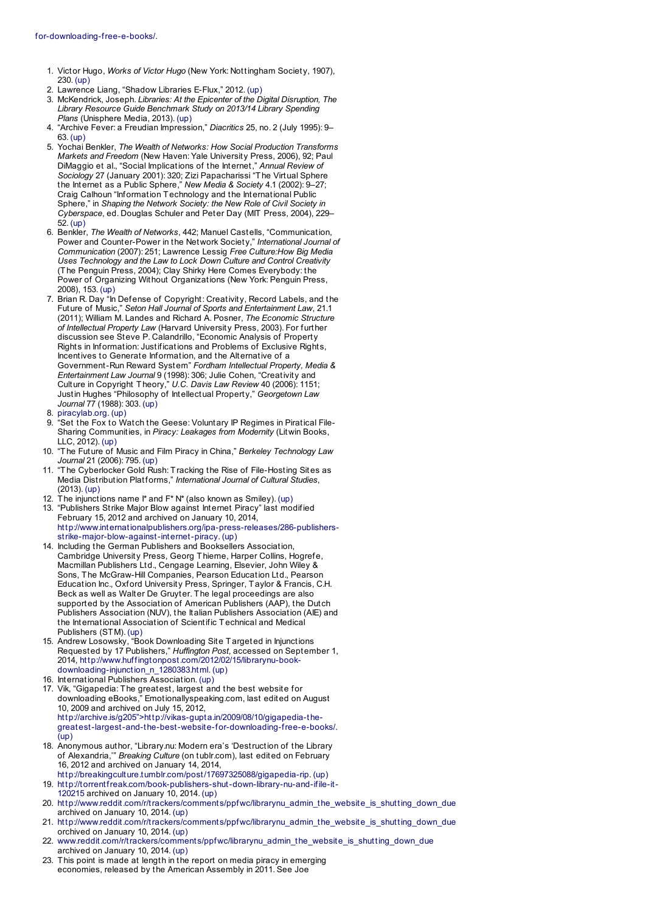for-downloading-free-e-books/.

1. Victor Hugo, *Works of Victor Hugo* (New York: Nottingham Society, 1907), 230. (up)
2. Lawrence Liang, “Shadow Libraries E-Flux,” 2012. (up)
3. McKendrick, Joseph. *Libraries: At the Epicenter of the Digital Disruption, The Library Resource Guide Benchmark Study on 2013/14 Library Spending Plans* (Unisphere Media, 2013). (up)
4. “Archive Fever: a Freudian Impression,” *Diacritics* 25, no. 2 (July 1995): 9–63. (up)
5. Yochai Benkler, *The Wealth of Networks: How Social Production Transforms Markets and Freedom* (New Haven: Yale University Press, 2006), 92; Paul DiMaggio et al., “Social Implications of the Internet,” *Annual Review of Sociology* 27 (January 2001): 320; Zizi Papacharissi “The Virtual Sphere the Internet as a Public Sphere,” *New Media & Society* 4.1 (2002): 9–27; Craig Calhoun “Information Technology and the International Public Sphere,” in *Shaping the Network Society: the New Role of Civil Society in Cyberspace*, ed. Douglas Schuler and Peter Day (MIT Press, 2004), 229–52. (up)
6. Benkler, *The Wealth of Networks*, 442; Manuel Castells, “Communication, Power and Counter-Power in the Network Society,” *International Journal of Communication* (2007): 251; Lawrence Lessig *Free Culture:How Big Media Uses Technology and the Law to Lock Down Culture and Control Creativity* (The Penguin Press, 2004); Clay Shirky Here Comes Everybody: the Power of Organizing Without Organizations (New York: Penguin Press, 2008), 153. (up)
7. Brian R. Day “In Defense of Copyright: Creativity, Record Labels, and the Future of Music,” *Seton Hall Journal of Sports and Entertainment Law*, 21.1 (2011); William M. Landes and Richard A. Posner, *The Economic Structure of Intellectual Property Law* (Harvard University Press, 2003). For further discussion see Steve P. Calandrillo, “Economic Analysis of Property Rights in Information: Justifications and Problems of Exclusive Rights, Incentives to Generate Information, and the Alternative of a Government-Run Reward System” *Fordham Intellectual Property, Media & Entertainment Law Journal* 9 (1998): 306; Julie Cohen, “Creativity and Culture in Copyright Theory,” *U.C. Davis Law Review* 40 (2006): 1151; Justin Hughes “Philosophy of Intellectual Property,” *Georgetown Law Journal* 77 (1988): 303. (up)
8. piracylab.org. (up)
9. “Set the Fox to Watch the Geese: Voluntary IP Regimes in Piratical File-Sharing Communities, in *Piracy: Leakages from Modernity* (Litwin Books, LLC, 2012). (up)
10. “The Future of Music and Film Piracy in China,” *Berkeley Technology Law Journal* 21 (2006): 795. (up)
11. “The Cyberlocker Gold Rush: Tracking the Rise of File-Hosting Sites as Media Distribution Platforms,” *International Journal of Cultural Studies*, (2013). (up)
12. The injunctions name I* and F* N* (also known as Smiley). (up)
13. “Publishers Strike Major Blow against Internet Piracy” last modified February 15, 2012 and archived on January 10, 2014, http://www.internationalpublishers.org/ipa-press-releases/286-publishers-strike-major-blow-against-internet-piracy. (up)
14. Including the German Publishers and Booksellers Association, Cambridge University Press, Georg Thieme, Harper Collins, Hogrefe, Macmillan Publishers Ltd., Cengage Learning, Elsevier, John Wiley & Sons, The McGraw-Hill Companies, Pearson Education Ltd., Pearson Education Inc., Oxford University Press, Springer, Taylor & Francis, C.H. Beck as well as Walter De Gruyter. The legal proceedings are also supported by the Association of American Publishers (AAP), the Dutch Publishers Association (NUV), the Italian Publishers Association (AIE) and the International Association of Scientific Technical and Medical Publishers (STM). (up)
15. Andrew Losowsky, “Book Downloading Site Targeted in Injunctions Requested by 17 Publishers,” *Huffington Post*, accessed on September 1, 2014, http://www.huffingtonpost.com/2012/02/15/librarynu-book-downloading-injunction_n_1280383.html. (up)
16. International Publishers Association. (up)
17. Vik, “Gigapedia: The greatest, largest and the best website for downloading eBooks,” Emotionallyspeaking.com, last edited on August 10, 2009 and archived on July 15, 2012, http://archive.is/g205">http://vikas-gupta.in/2009/08/10/gigapedia-the-greatest-largest-and-the-best-website-for-downloading-free-e-books/. (up)
18. Anonymous author, “Library.nu: Modern era’s ‘Destruction of the Library of Alexandria,’” *Breaking Culture* (on tublr.com), last edited on February 16, 2012 and archived on January 14, 2014, http://breakingculture.tumblr.com/post/17697325088/gigapedia-rip. (up)
19. http://torrentfreak.com/book-publishers-shut-down-library-nu-and-ifile-it-120215 archived on January 10, 2014. (up)
20. http://www.reddit.com/r/trackers/comments/ppfwc/librarynu_admin_the_website_is_shutting_down_due archived on January 10, 2014. (up)
21. http://www.reddit.com/r/trackers/comments/ppfwc/librarynu_admin_the_website_is_shutting_down_due orchived on January 10, 2014. (up)
22. www.reddit.com/r/trackers/comments/ppfwc/librarynu_admin_the_website_is_shutting_down_due archived on January 10, 2014. (up)
23. This point is made at length in the report on media piracy in emerging economies, released by the American Assembly in 2011. See Joe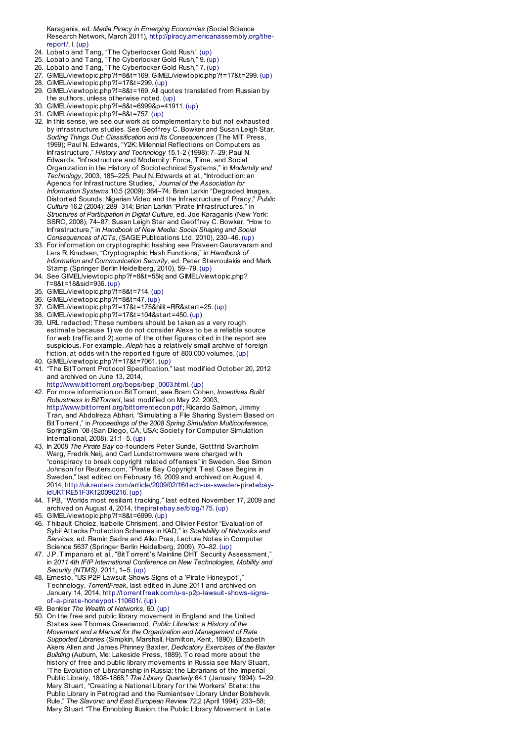Karaganis, ed. *Media Piracy in Emerging Economies* (Social Science Research Network, March 2011), http://piracy.americanassembly.org/the-report/, I. (up)

24. Lobato and Tang, "The Cyberlocker Gold Rush." (up)
25. Lobato and Tang, "The Cyberlocker Gold Rush," 9. (up)
26. Lobato and Tang, "The Cyberlocker Gold Rush," 7. (up)
27. GIMEL/viewtopic.php?f=8&t=169; GIMEL/viewtopic.php?f=17&t=299. (up)
28. GIMEL/viewtopic.php?f=17&t=299. (up)
29. GIMEL/viewtopic.php?f=8&t=169. All quotes translated from Russian by the authors, unless otherwise noted. (up)
30. GIMEL/viewtopic.php?f=8&t=6999&p=41911. (up)
31. GIMEL/viewtopic.php?f=8&t=757. (up)
32. In this sense, we see our work as complementary to but not exhausted by infrastructure studies. See Geoffrey C. Bowker and Susan Leigh Star, *Sorting Things Out: Classification and Its Consequences* (The MIT Press, 1999); Paul N. Edwards, "Y2K: Millennial Reflections on Computers as Infrastructure," *History and Technology* 15.1-2 (1998): 7–29; Paul N. Edwards, "Infrastructure and Modernity: Force, Time, and Social Organization in the History of Sociotechnical Systems," in *Modernity and Technology*, 2003, 185–225; Paul N. Edwards et al., "Introduction: an Agenda for Infrastructure Studies," *Journal of the Association for Information Systems* 10.5 (2009): 364–74; Brian Larkin "Degraded Images, Distorted Sounds: Nigerian Video and the Infrastructure of Piracy," *Public Culture* 16.2 (2004): 289–314; Brian Larkin "Pirate Infrastructures," in *Structures of Participation in Digital Culture*, ed. Joe Karaganis (New York: SSRC, 2008), 74–87; Susan Leigh Star and Geoffrey C. Bowker, "How to Infrastructure," in *Handbook of New Media: Social Shaping and Social Consequences of ICTs*, (SAGE Publications Ltd, 2010), 230–46. (up)
33. For information on cryptographic hashing see Praveen Gauravaram and Lars R. Knudsen, "Cryptographic Hash Functions," in *Handbook of Information and Communication Security*, ed. Peter Stavroulakis and Mark Stamp (Springer Berlin Heidelberg, 2010), 59–79. (up)
34. See GIMEL/viewtopic.php?f=8&t=55kj and GIMEL/viewtopic.php?f=8&t=18&sid=936. (up)
35. GIMEL/viewtopic.php?f=8&t=714. (up)
36. GIMEL/viewtopic.php?f=8&t=47. (up)
37. GIMEL/viewtopic.php?f=17&t=175&hilit=RR&start=25. (up)
38. GIMEL/viewtopic.php?f=17&t=104&start=450. (up)
39. URL redacted; These numbers should be taken as a very rough estimate because 1) we do not consider Alexa to be a reliable source for web traffic and 2) some of the other figures cited in the report are suspicious. For example, *Aleph* has a relatively small archive of foreign fiction, at odds with the reported figure of 800,000 volumes. (up)
40. GIMEL/viewtopic.php?f=17&t=7061. (up)
41. "The BitTorrent Protocol Specification," last modified October 20, 2012 and archived on June 13, 2014, http://www.bittorrent.org/beps/bep_0003.html. (up)
42. For more information on BitTorrent, see Bram Cohen, *Incentives Build Robustness in BitTorrent*, last modified on May 22, 2003, http://www.bittorrent.org/bittorrentecon.pdf; Ricardo Salmon, Jimmy Tran, and Abdolreza Abhari, "Simulating a File Sharing System Based on BitTorrent," in *Proceedings of the 2008 Spring Simulation Multiconference*, SpringSim '08 (San Diego, CA, USA: Society for Computer Simulation International, 2008), 21:1–5. (up)
43. In 2008 *The Pirate Bay* co-founders Peter Sunde, Gottfrid Svartholm Warg, Fredrik Neij, and Carl Lundstromwere were charged with "conspiracy to break copyright related offenses" in Sweden. See Simon Johnson for Reuters.com, "Pirate Bay Copyright Test Case Begins in Sweden," last edited on February 16, 2009 and archived on August 4, 2014, http://uk.reuters.com/article/2009/02/16/tech-us-sweden-piratebay-idUKTRE51F3K120090216. (up)
44. TPB, "Worlds most resiliant tracking," last edited November 17, 2009 and archived on August 4, 2014, thepiratebay.se/blog/175. (up)
45. GIMEL/viewtopic.php?f=8&t=6999. (up)
46. Thibault Cholez, Isabelle Chrisment, and Olivier Festor "Evaluation of Sybil Attacks Protection Schemes in KAD," in *Scalability of Networks and Services*, ed. Ramin Sadre and Aiko Pras, Lecture Notes in Computer Science 5637 (Springer Berlin Heidelberg, 2009), 70–82. (up)
47. J.P. Timpanaro et al., "BitTorrent's Mainline DHT Security Assessment," in *2011 4th IFIP International Conference on New Technologies, Mobility and Security (NTMS)*, 2011, 1–5. (up)
48. Ernesto, "US P2P Lawsuit Shows Signs of a 'Pirate Honeypot'," Technology, *TorrentFreak*, last edited in June 2011 and archived on January 14, 2014, http://torrentfreak.com/u-s-p2p-lawsuit-shows-signs-of-a-pirate-honeypot-110601/. (up)
49. Benkler *The Wealth of Networks*, 60. (up)
50. On the free and public library movement in England and the United States see Thomas Greenwood, *Public Libraries: a History of the Movement and a Manual for the Organization and Management of Rate Supported Libraries* (Simpkin, Marshall, Hamilton, Kent, 1890); Elizabeth Akers Allen and James Phinney Baxter, *Dedicatory Exercises of the Baxter Building* (Auburn, Me: Lakeside Press, 1889). To read more about the history of free and public library movements in Russia see Mary Stuart, "The Evolution of Librarianship in Russia: the Librarians of the Imperial Public Library, 1808-1868," *The Library Quarterly* 64.1 (January 1994): 1–29; Mary Stuart, "Creating a National Library for the Workers' State: the Public Library in Petrograd and the Rumiantsev Library Under Bolshevik Rule," *The Slavonic and East European Review* 72.2 (April 1994): 233–58; Mary Stuart "The Ennobling Illusion: the Public Library Movement in Late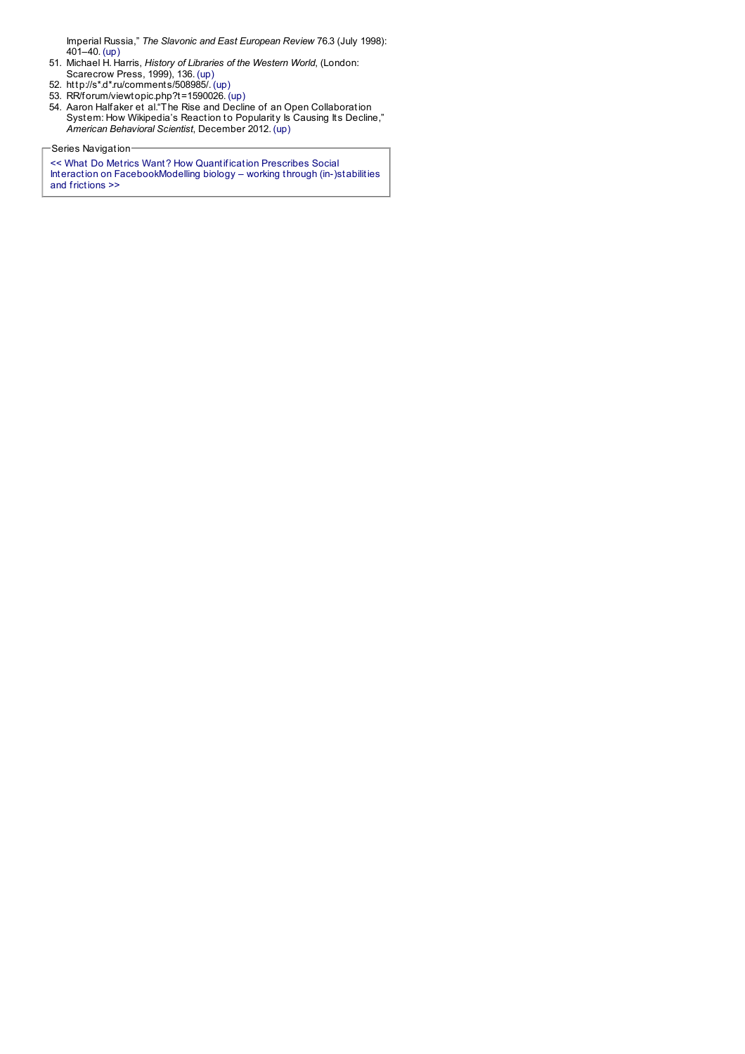Imperial Russia," *The Slavonic and East European Review* 76.3 (July 1998): 401–40. (up)

51. Michael H. Harris, *History of Libraries of the Western World*, (London: Scarecrow Press, 1999), 136. (up)
52. http://s*.d*.ru/comments/508985/. (up)
53. RR/forum/viewtopic.php?t=1590026. (up)
54. Aaron Halfaker et al."The Rise and Decline of an Open Collaboration System: How Wikipedia's Reaction to Popularity Is Causing Its Decline," *American Behavioral Scientist*, December 2012. (up)

Series Navigation

<< What Do Metrics Want? How Quantification Prescribes Social Interaction on FacebookModelling biology – working through (in-)stabilities and frictions >>